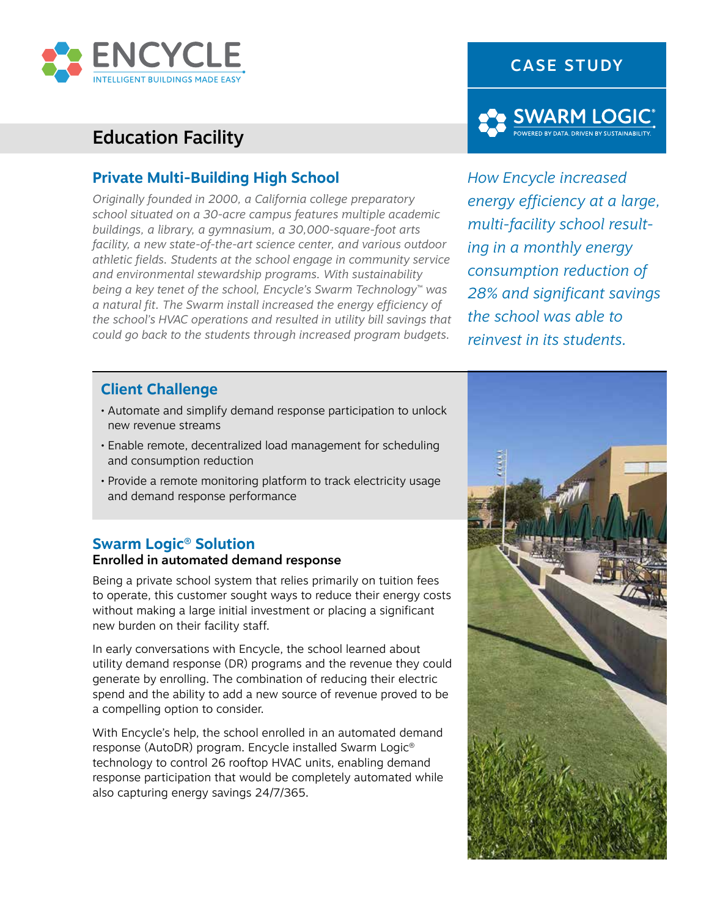ENCYCLE

INTELLIGENT BUILDINGS MADE EASY

CASE STUDY

SWARM LOGIC®

POWERED BY DATA. DRIVEN BY SUSTAINABILITY.

# Education Facility

## Private Multi-Building High School

*Originally founded in 2000, a California college preparatory school situated on a 30-acre campus features multiple academic buildings, a library, a gymnasium, a 30,000-square-foot arts facility, a new state-of-the-art science center, and various outdoor athletic fields. Students at the school engage in community service and environmental stewardship programs. With sustainability being a key tenet of the school, Encycle's Swarm Technology™ was a natural fit. The Swarm install increased the energy efficiency of the school's HVAC operations and resulted in utility bill savings that could go back to the students through increased program budgets.*

*How Encycle increased energy efficiency at a large, multi-facility school resulting in a monthly energy consumption reduction of 28% and significant savings the school was able to reinvest in its students.*

## Client Challenge

- Automate and simplify demand response participation to unlock new revenue streams
- Enable remote, decentralized load management for scheduling and consumption reduction
- Provide a remote monitoring platform to track electricity usage and demand response performance

## Swarm Logic® Solution

**Enrolled in automated demand response**

Being a private school system that relies primarily on tuition fees to operate, this customer sought ways to reduce their energy costs without making a large initial investment or placing a significant new burden on their facility staff.

In early conversations with Encycle, the school learned about utility demand response (DR) programs and the revenue they could generate by enrolling. The combination of reducing their electric spend and the ability to add a new source of revenue proved to be a compelling option to consider.

With Encycle's help, the school enrolled in an automated demand response (AutoDR) program. Encycle installed Swarm Logic® technology to control 26 rooftop HVAC units, enabling demand response participation that would be completely automated while also capturing energy savings 24/7/365.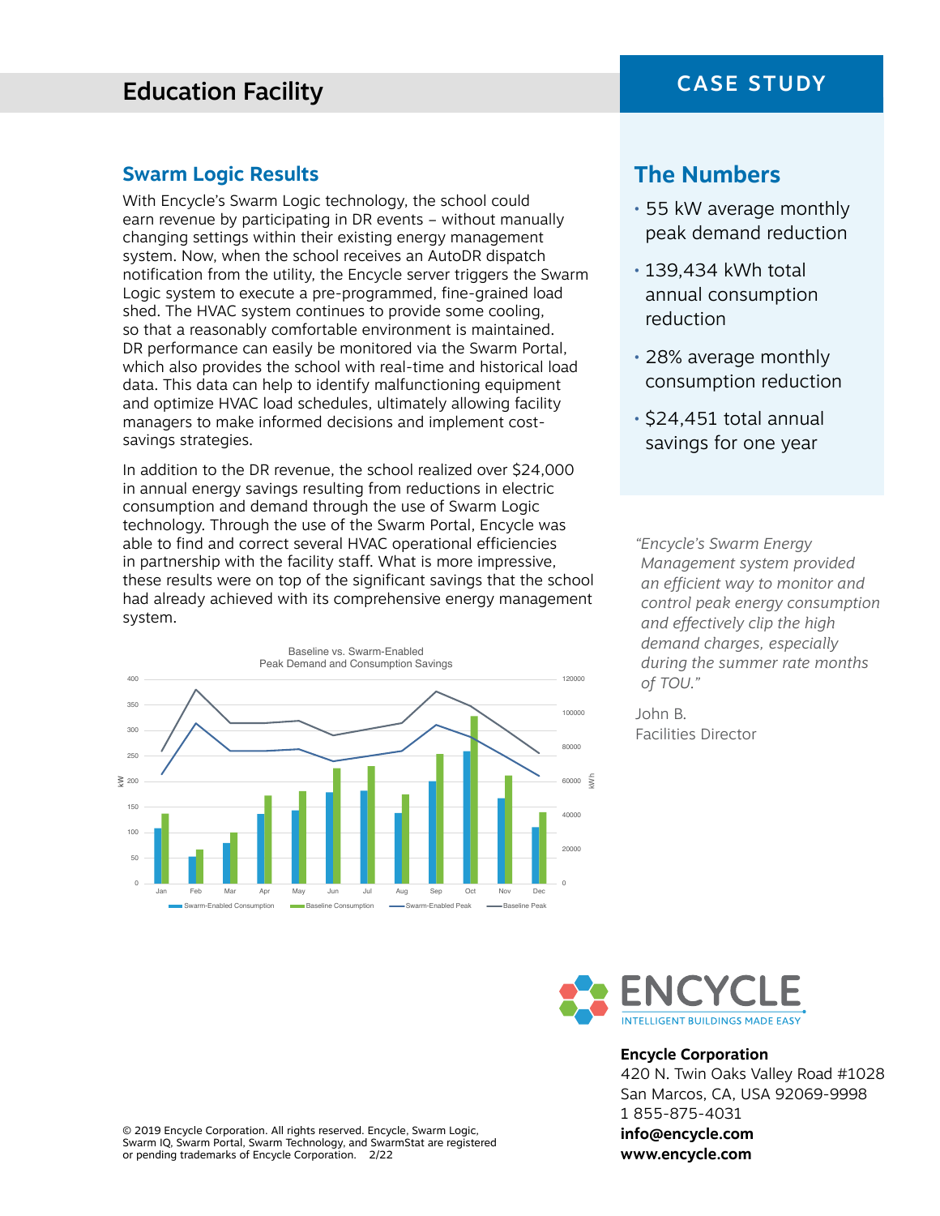# Education Facility

## CASE STUDY

## Swarm Logic Results

With Encycle's Swarm Logic technology, the school could earn revenue by participating in DR events – without manually changing settings within their existing energy management system. Now, when the school receives an AutoDR dispatch notification from the utility, the Encycle server triggers the Swarm Logic system to execute a pre-programmed, fine-grained load shed. The HVAC system continues to provide some cooling, so that a reasonably comfortable environment is maintained. DR performance can easily be monitored via the Swarm Portal, which also provides the school with real-time and historical load data. This data can help to identify malfunctioning equipment and optimize HVAC load schedules, ultimately allowing facility managers to make informed decisions and implement cost-savings strategies.

In addition to the DR revenue, the school realized over $24,000 in annual energy savings resulting from reductions in electric consumption and demand through the use of Swarm Logic technology. Through the use of the Swarm Portal, Encycle was able to find and correct several HVAC operational efficiencies in partnership with the facility staff. What is more impressive, these results were on top of the significant savings that the school had already achieved with its comprehensive energy management system.

Baseline vs. Swarm-Enabled
Peak Demand and Consumption Savings

kW
0
50
100
150
200
250
300
350
400

kWh
0
20000
40000
60000
80000
100000
120000

Jan
Feb
Mar
Apr
May
Jun
Jul
Aug
Sep
Oct
Nov
Dec

Swarm-Enabled Consumption
Baseline Consumption
Swarm-Enabled Peak
Baseline Peak

## The Numbers

- 55 kW average monthly peak demand reduction
- 139,434 kWh total annual consumption reduction
- 28% average monthly consumption reduction
- $24,451 total annual savings for one year

*"Encycle's Swarm Energy Management system provided an efficient way to monitor and control peak energy consumption and effectively clip the high demand charges, especially during the summer rate months of TOU."*

John B.
Facilities Director

ENCYCLE
INTELLIGENT BUILDINGS MADE EASY

**Encycle Corporation**
420 N. Twin Oaks Valley Road #1028
San Marcos, CA, USA 92069-9998
1 855-875-4031
**info@encycle.com**
**www.encycle.com**

© 2019 Encycle Corporation. All rights reserved. Encycle, Swarm Logic, Swarm IQ, Swarm Portal, Swarm Technology, and SwarmStat are registered or pending trademarks of Encycle Corporation.